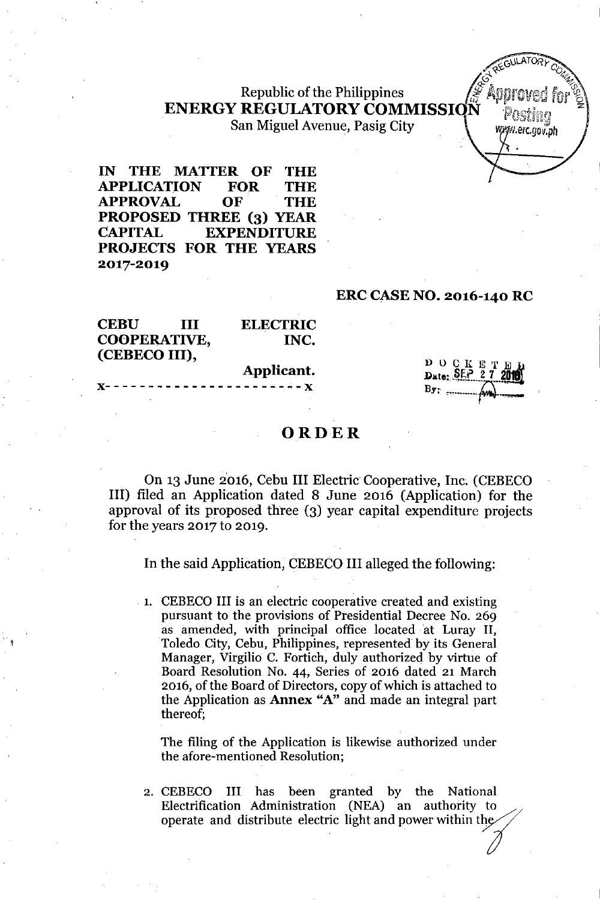Republic of the Philippines
**ENERGY REGULATORY COMMISSION**
San Miguel Avenue, Pasig City

**IN THE MATTER OF THE APPLICATION FOR THE APPROVAL OF THE PROPOSED THREE (3) YEAR CAPITAL EXPENDITURE PROJECTS FOR THE YEARS 2017-2019**

**ERC CASE NO. 2016-140 RC**

**CEBU III ELECTRIC COOPERATIVE, INC. (CEBECO III),**
**Applicant.**
x- - - - - - - - - - - - - - - - - - - - - - - x

DOCKETED
Date: SEP 27 2016
By: ________

# ORDER

On 13 June 2016, Cebu III Electric Cooperative, Inc. (CEBECO III) filed an Application dated 8 June 2016 (Application) for the approval of its proposed three (3) year capital expenditure projects for the years 2017 to 2019.

In the said Application, CEBECO III alleged the following:

1. CEBECO III is an electric cooperative created and existing pursuant to the provisions of Presidential Decree No. 269 as amended, with principal office located at Luray II, Toledo City, Cebu, Philippines, represented by its General Manager, Virgilio C. Fortich, duly authorized by virtue of Board Resolution No. 44, Series of 2016 dated 21 March 2016, of the Board of Directors, copy of which is attached to the Application as **Annex "A"** and made an integral part thereof;

   The filing of the Application is likewise authorized under the afore-mentioned Resolution;

2. CEBECO III has been granted by the National Electrification Administration (NEA) an authority to operate and distribute electric light and power within the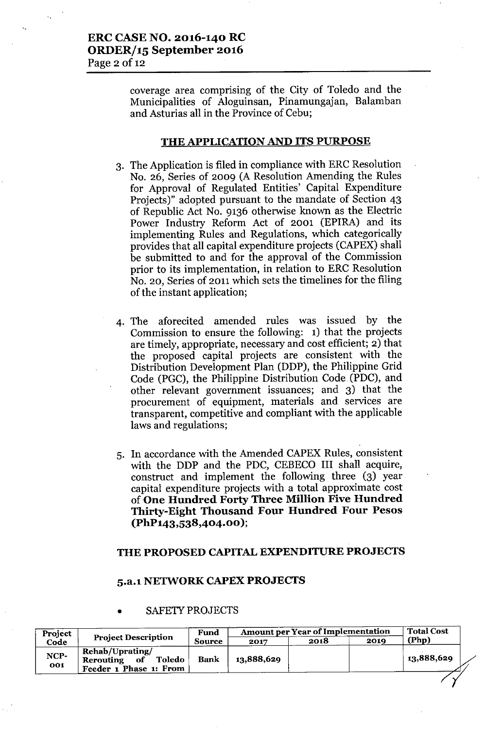coverage area comprising of the City of Toledo and the Municipalities of Aloguinsan, Pinamungajan, Balamban and Asturias all in the Province of Cebu;

## THE APPLICATION AND ITS PURPOSE

3. The Application is filed in compliance with ERC Resolution No. 26, Series of 2009 (A Resolution Amending the Rules for Approval of Regulated Entities' Capital Expenditure Projects)" adopted pursuant to the mandate of Section 43 of Republic Act No. 9136 otherwise known as the Electric Power Industry Reform Act of 2001 (EPIRA) and its implementing Rules and Regulations, which categorically provides that all capital expenditure projects (CAPEX) shall be submitted to and for the approval of the Commission prior to its implementation, in relation to ERC Resolution No. 20, Series of 2011 which sets the timelines for the filing of the instant application;

4. The aforecited amended rules was issued by the Commission to ensure the following: 1) that the projects are timely, appropriate, necessary and cost efficient; 2) that the proposed capital projects are consistent with the Distribution Development Plan (DDP), the Philippine Grid Code (PGC), the Philippine Distribution Code (PDC), and other relevant government issuances; and 3) that the procurement of equipment, materials and services are transparent, competitive and compliant with the applicable laws and regulations;

5. In accordance with the Amended CAPEX Rules, consistent with the DDP and the PDC, CEBECO III shall acquire, construct and implement the following three (3) year capital expenditure projects with a total approximate cost of **One Hundred Forty Three Million Five Hundred Thirty-Eight Thousand Four Hundred Four Pesos (PhP143,538,404.00)**;

## THE PROPOSED CAPITAL EXPENDITURE PROJECTS

### 5.a.1 NETWORK CAPEX PROJECTS

- SAFETY PROJECTS

| Project Code | Project Description | Fund Source | Amount per Year of Implementation | | | Total Cost (Php) |
|---|---|---|---|---|---|---|
| | | | 2017 | 2018 | 2019 | |
| NCP-001 | Rehab/Uprating/ Rerouting of Toledo Feeder 1 Phase 1: From | Bank | 13,888,629 | | | 13,888,629 |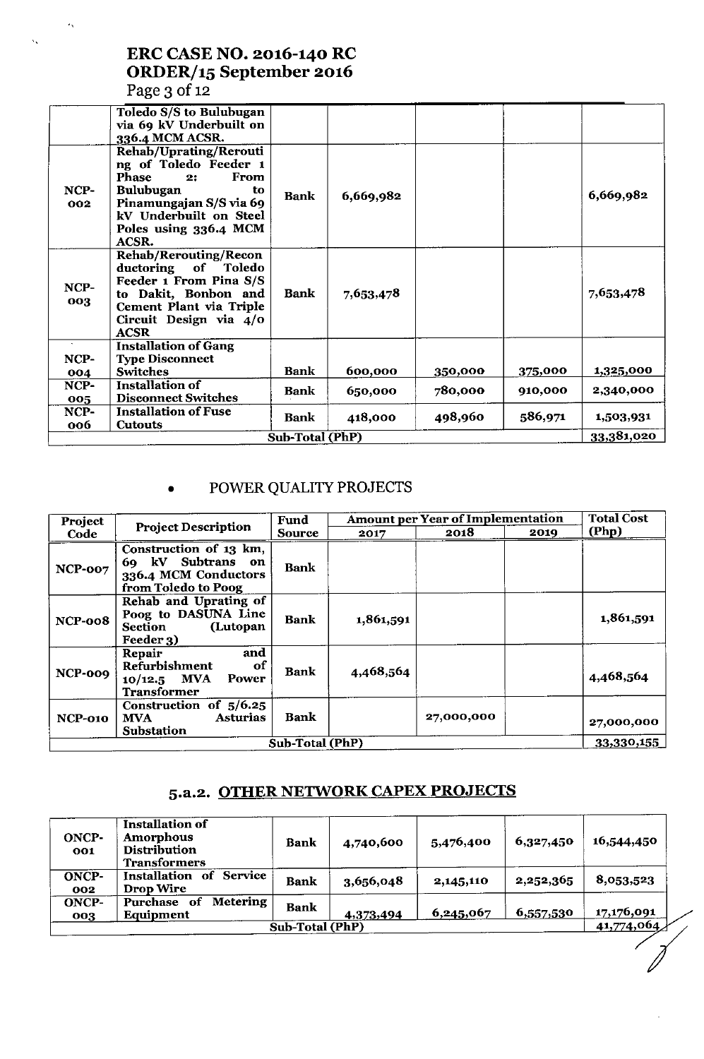| | Toledo S/S to Bulubugan via 69 kV Underbuilt on 336.4 MCM ACSR. | | | | | |
|---|---|---|---|---|---|---|
| NCP-002 | Rehab/Uprating/Rerouting of Toledo Feeder 1 Phase 2: From Bulubugan to Pinamungajan S/S via 69 kV Underbuilt on Steel Poles using 336.4 MCM ACSR. | Bank | 6,669,982 | | | 6,669,982 |
| NCP-003 | Rehab/Rerouting/Reconductoring of Toledo Feeder 1 From Pina S/S to Dakit, Bonbon and Cement Plant via Triple Circuit Design via 4/0 ACSR | Bank | 7,653,478 | | | 7,653,478 |
| NCP-004 | Installation of Gang Type Disconnect Switches | Bank | 600,000 | 350,000 | 375,000 | 1,325,000 |
| NCP-005 | Installation of Disconnect Switches | Bank | 650,000 | 780,000 | 910,000 | 2,340,000 |
| NCP-006 | Installation of Fuse Cutouts | Bank | 418,000 | 498,960 | 586,971 | 1,503,931 |
| | | Sub-Total (PhP) | | | | 33,381,020 |

- POWER QUALITY PROJECTS

| Project Code | Project Description | Fund Source | Amount per Year of Implementation | | | Total Cost (Php) |
|---|---|---|---|---|---|---|
| | | | 2017 | 2018 | 2019 | |
| NCP-007 | Construction of 13 km, 69 kV Subtrans on 336.4 MCM Conductors from Toledo to Poog | Bank | | | | |
| NCP-008 | Rehab and Uprating of Poog to DASUNA Line Section (Lutopan Feeder 3) | Bank | 1,861,591 | | | 1,861,591 |
| NCP-009 | Repair and Refurbishment of 10/12.5 MVA Power Transformer | Bank | 4,468,564 | | | 4,468,564 |
| NCP-010 | Construction of 5/6.25 MVA Asturias Substation | Bank | | 27,000,000 | | 27,000,000 |
| | | Sub-Total (PhP) | | | | 33,330,155 |

## 5.a.2. OTHER NETWORK CAPEX PROJECTS

| | | | | | | |
|---|---|---|---|---|---|---|
| ONCP-001 | Installation of Amorphous Distribution Transformers | Bank | 4,740,600 | 5,476,400 | 6,327,450 | 16,544,450 |
| ONCP-002 | Installation of Service Drop Wire | Bank | 3,656,048 | 2,145,110 | 2,252,365 | 8,053,523 |
| ONCP-003 | Purchase of Metering Equipment | Bank | 4,373,494 | 6,245,067 | 6,557,530 | 17,176,091 |
| | | Sub-Total (PhP) | | | | 41,774,064 |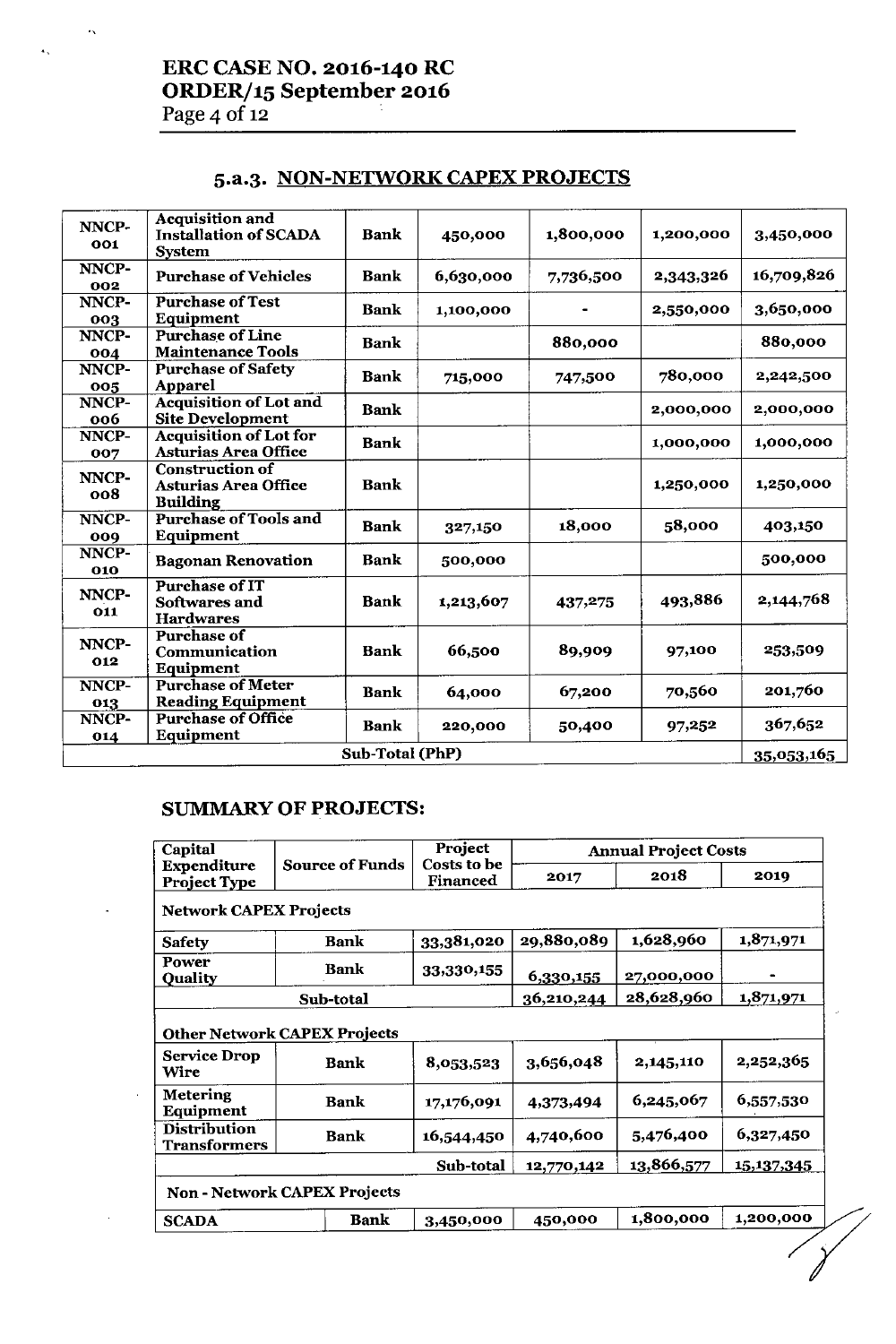### 5.a.3. NON-NETWORK CAPEX PROJECTS

| | | | | | | |
|---|---|---|---|---|---|---|
| NNCP-001 | Acquisition and Installation of SCADA System | Bank | 450,000 | 1,800,000 | 1,200,000 | 3,450,000 |
| NNCP-002 | Purchase of Vehicles | Bank | 6,630,000 | 7,736,500 | 2,343,326 | 16,709,826 |
| NNCP-003 | Purchase of Test Equipment | Bank | 1,100,000 | - | 2,550,000 | 3,650,000 |
| NNCP-004 | Purchase of Line Maintenance Tools | Bank | | 880,000 | | 880,000 |
| NNCP-005 | Purchase of Safety Apparel | Bank | 715,000 | 747,500 | 780,000 | 2,242,500 |
| NNCP-006 | Acquisition of Lot and Site Development | Bank | | | 2,000,000 | 2,000,000 |
| NNCP-007 | Acquisition of Lot for Asturias Area Office | Bank | | | 1,000,000 | 1,000,000 |
| NNCP-008 | Construction of Asturias Area Office Building | Bank | | | 1,250,000 | 1,250,000 |
| NNCP-009 | Purchase of Tools and Equipment | Bank | 327,150 | 18,000 | 58,000 | 403,150 |
| NNCP-010 | Bagonan Renovation | Bank | 500,000 | | | 500,000 |
| NNCP-011 | Purchase of IT Softwares and Hardwares | Bank | 1,213,607 | 437,275 | 493,886 | 2,144,768 |
| NNCP-012 | Purchase of Communication Equipment | Bank | 66,500 | 89,909 | 97,100 | 253,509 |
| NNCP-013 | Purchase of Meter Reading Equipment | Bank | 64,000 | 67,200 | 70,560 | 201,760 |
| NNCP-014 | Purchase of Office Equipment | Bank | 220,000 | 50,400 | 97,252 | 367,652 |
| | | Sub-Total (PhP) | | | | 35,053,165 |

### SUMMARY OF PROJECTS:

| Capital Expenditure Project Type | Source of Funds | Project Costs to be Financed | Annual Project Costs | | |
|---|---|---|---|---|---|
| | | | 2017 | 2018 | 2019 |
| **Network CAPEX Projects** | | | | | |
| Safety | Bank | 33,381,020 | 29,880,089 | 1,628,960 | 1,871,971 |
| Power Quality | Bank | 33,330,155 | 6,330,155 | 27,000,000 | - |
| | Sub-total | | 36,210,244 | 28,628,960 | 1,871,971 |
| **Other Network CAPEX Projects** | | | | | |
| Service Drop Wire | Bank | 8,053,523 | 3,656,048 | 2,145,110 | 2,252,365 |
| Metering Equipment | Bank | 17,176,091 | 4,373,494 | 6,245,067 | 6,557,530 |
| Distribution Transformers | Bank | 16,544,450 | 4,740,600 | 5,476,400 | 6,327,450 |
| | | Sub-total | 12,770,142 | 13,866,577 | 15,137,345 |
| **Non - Network CAPEX Projects** | | | | | |
| SCADA | Bank | 3,450,000 | 450,000 | 1,800,000 | 1,200,000 |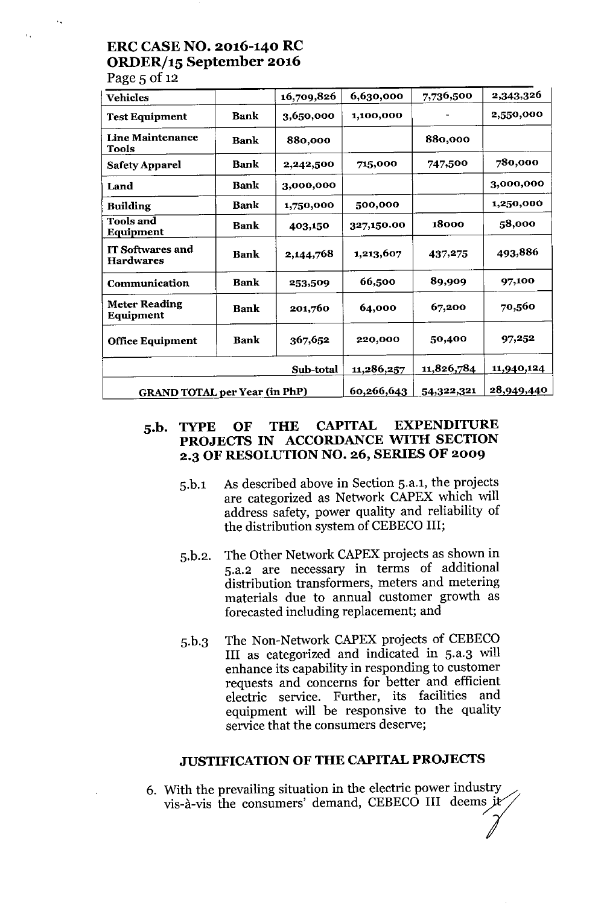| Vehicles | | 16,709,826 | 6,630,000 | 7,736,500 | 2,343,326 |
|---|---|---|---|---|---|
| Test Equipment | Bank | 3,650,000 | 1,100,000 | - | 2,550,000 |
| Line Maintenance Tools | Bank | 880,000 | | 880,000 | |
| Safety Apparel | Bank | 2,242,500 | 715,000 | 747,500 | 780,000 |
| Land | Bank | 3,000,000 | | | 3,000,000 |
| Building | Bank | 1,750,000 | 500,000 | | 1,250,000 |
| Tools and Equipment | Bank | 403,150 | 327,150.00 | 18000 | 58,000 |
| IT Softwares and Hardwares | Bank | 2,144,768 | 1,213,607 | 437,275 | 493,886 |
| Communication | Bank | 253,509 | 66,500 | 89,909 | 97,100 |
| Meter Reading Equipment | Bank | 201,760 | 64,000 | 67,200 | 70,560 |
| Office Equipment | Bank | 367,652 | 220,000 | 50,400 | 97,252 |
| | | Sub-total | 11,286,257 | 11,826,784 | 11,940,124 |
| GRAND TOTAL per Year (in PhP) | | | 60,266,643 | 54,322,321 | 28,949,440 |

### 5.b. TYPE OF THE CAPITAL EXPENDITURE PROJECTS IN ACCORDANCE WITH SECTION 2.3 OF RESOLUTION NO. 26, SERIES OF 2009

5.b.1 As described above in Section 5.a.1, the projects are categorized as Network CAPEX which will address safety, power quality and reliability of the distribution system of CEBECO III;

5.b.2. The Other Network CAPEX projects as shown in 5.a.2 are necessary in terms of additional distribution transformers, meters and metering materials due to annual customer growth as forecasted including replacement; and

5.b.3 The Non-Network CAPEX projects of CEBECO III as categorized and indicated in 5.a.3 will enhance its capability in responding to customer requests and concerns for better and efficient electric service. Further, its facilities and equipment will be responsive to the quality service that the consumers deserve;

### JUSTIFICATION OF THE CAPITAL PROJECTS

6. With the prevailing situation in the electric power industry vis-à-vis the consumers' demand, CEBECO III deems it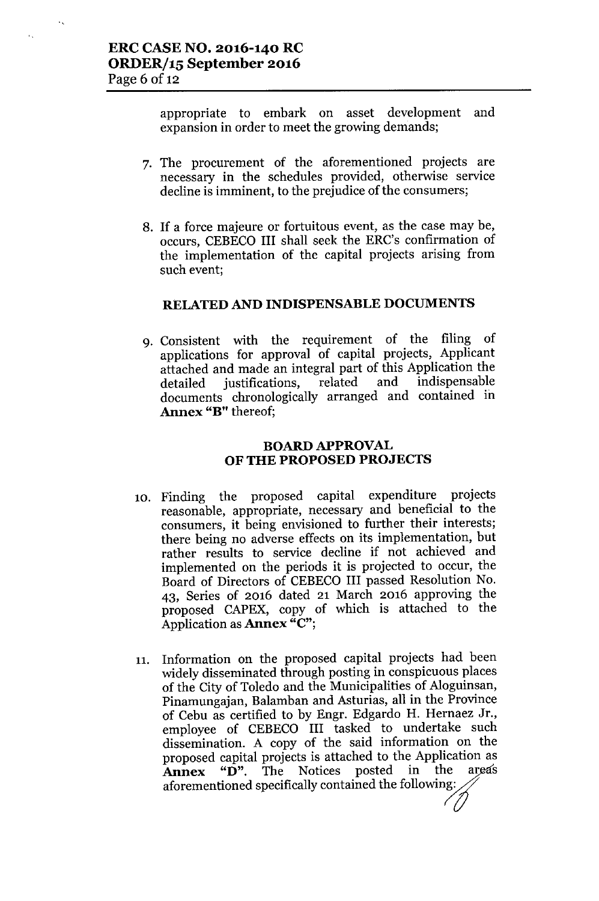appropriate to embark on asset development and expansion in order to meet the growing demands;

7. The procurement of the aforementioned projects are necessary in the schedules provided, otherwise service decline is imminent, to the prejudice of the consumers;

8. If a force majeure or fortuitous event, as the case may be, occurs, CEBECO III shall seek the ERC's confirmation of the implementation of the capital projects arising from such event;

## RELATED AND INDISPENSABLE DOCUMENTS

9. Consistent with the requirement of the filing of applications for approval of capital projects, Applicant attached and made an integral part of this Application the detailed justifications, related and indispensable documents chronologically arranged and contained in **Annex "B"** thereof;

## BOARD APPROVAL OF THE PROPOSED PROJECTS

10. Finding the proposed capital expenditure projects reasonable, appropriate, necessary and beneficial to the consumers, it being envisioned to further their interests; there being no adverse effects on its implementation, but rather results to service decline if not achieved and implemented on the periods it is projected to occur, the Board of Directors of CEBECO III passed Resolution No. 43, Series of 2016 dated 21 March 2016 approving the proposed CAPEX, copy of which is attached to the Application as **Annex "C"**;

11. Information on the proposed capital projects had been widely disseminated through posting in conspicuous places of the City of Toledo and the Municipalities of Aloguinsan, Pinamungajan, Balamban and Asturias, all in the Province of Cebu as certified to by Engr. Edgardo H. Hernaez Jr., employee of CEBECO III tasked to undertake such dissemination. A copy of the said information on the proposed capital projects is attached to the Application as **Annex "D"**. The Notices posted in the areas aforementioned specifically contained the following: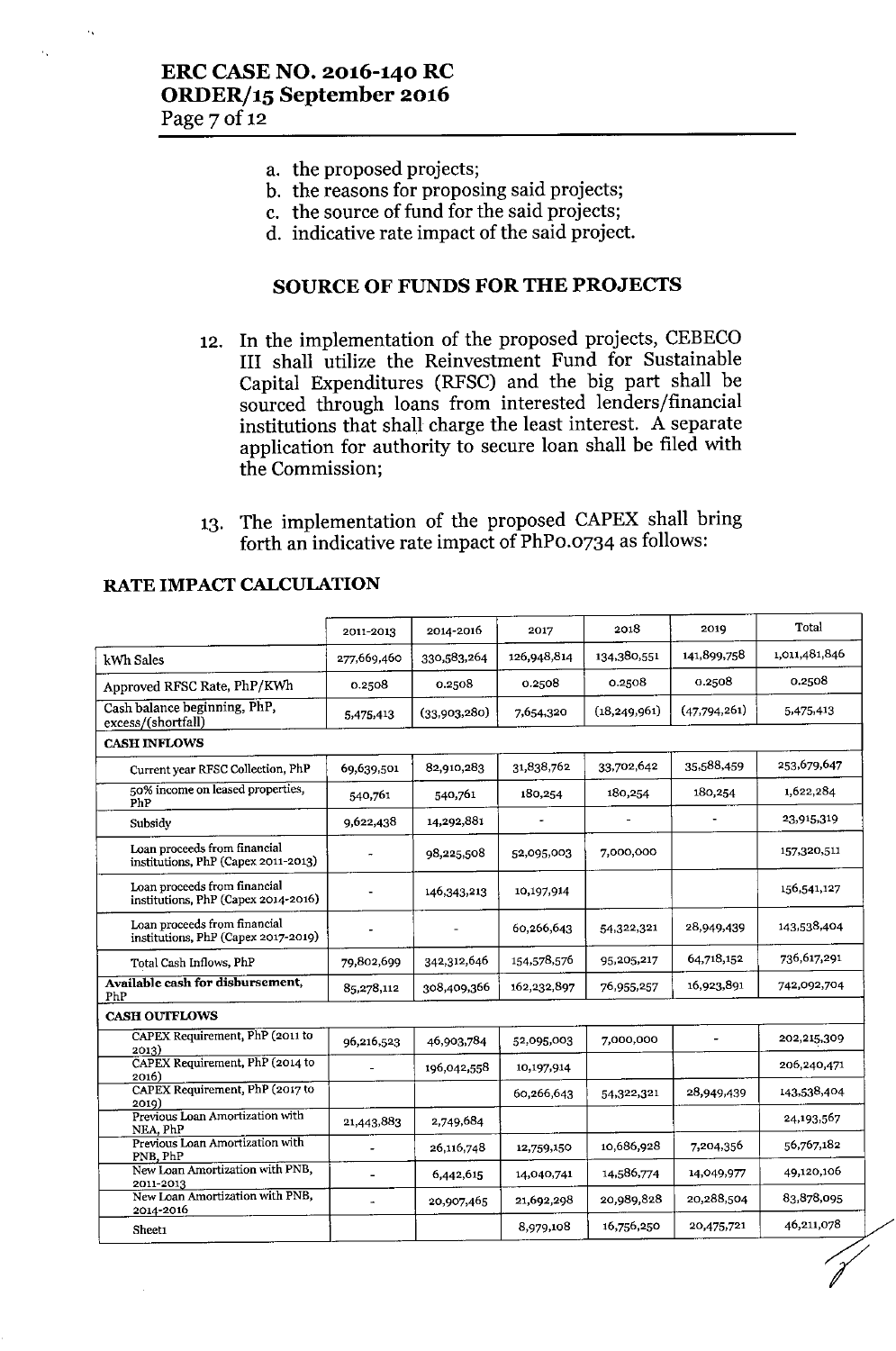a. the proposed projects;
b. the reasons for proposing said projects;
c. the source of fund for the said projects;
d. indicative rate impact of the said project.

## SOURCE OF FUNDS FOR THE PROJECTS

12. In the implementation of the proposed projects, CEBECO III shall utilize the Reinvestment Fund for Sustainable Capital Expenditures (RFSC) and the big part shall be sourced through loans from interested lenders/financial institutions that shall charge the least interest. A separate application for authority to secure loan shall be filed with the Commission;

13. The implementation of the proposed CAPEX shall bring forth an indicative rate impact of PhP0.0734 as follows:

### RATE IMPACT CALCULATION

| | 2011-2013 | 2014-2016 | 2017 | 2018 | 2019 | Total |
|---|---|---|---|---|---|---|
| kWh Sales | 277,669,460 | 330,583,264 | 126,948,814 | 134,380,551 | 141,899,758 | 1,011,481,846 |
| Approved RFSC Rate, PhP/KWh | 0.2508 | 0.2508 | 0.2508 | 0.2508 | 0.2508 | 0.2508 |
| Cash balance beginning, PhP, excess/(shortfall) | 5,475,413 | (33,903,280) | 7,654,320 | (18,249,961) | (47,794,261) | 5,475,413 |
| **CASH INFLOWS** | | | | | | |
| Current year RFSC Collection, PhP | 69,639,501 | 82,910,283 | 31,838,762 | 33,702,642 | 35,588,459 | 253,679,647 |
| 50% income on leased properties, PhP | 540,761 | 540,761 | 180,254 | 180,254 | 180,254 | 1,622,284 |
| Subsidy | 9,622,438 | 14,292,881 | - | - | - | 23,915,319 |
| Loan proceeds from financial institutions, PhP (Capex 2011-2013) | - | 98,225,508 | 52,095,003 | 7,000,000 | | 157,320,511 |
| Loan proceeds from financial institutions, PhP (Capex 2014-2016) | - | 146,343,213 | 10,197,914 | | | 156,541,127 |
| Loan proceeds from financial institutions, PhP (Capex 2017-2019) | - | - | 60,266,643 | 54,322,321 | 28,949,439 | 143,538,404 |
| Total Cash Inflows, PhP | 79,802,699 | 342,312,646 | 154,578,576 | 95,205,217 | 64,718,152 | 736,617,291 |
| **Available cash for disbursement, PhP** | 85,278,112 | 308,409,366 | 162,232,897 | 76,955,257 | 16,923,891 | 742,092,704 |
| **CASH OUTFLOWS** | | | | | | |
| CAPEX Requirement, PhP (2011 to 2013) | 96,216,523 | 46,903,784 | 52,095,003 | 7,000,000 | - | 202,215,309 |
| CAPEX Requirement, PhP (2014 to 2016) | - | 196,042,558 | 10,197,914 | | | 206,240,471 |
| CAPEX Requirement, PhP (2017 to 2019) | | | 60,266,643 | 54,322,321 | 28,949,439 | 143,538,404 |
| Previous Loan Amortization with NEA, PhP | 21,443,883 | 2,749,684 | | | | 24,193,567 |
| Previous Loan Amortization with PNB, PhP | - | 26,116,748 | 12,759,150 | 10,686,928 | 7,204,356 | 56,767,182 |
| New Loan Amortization with PNB, 2011-2013 | - | 6,442,615 | 14,040,741 | 14,586,774 | 14,049,977 | 49,120,106 |
| New Loan Amortization with PNB, 2014-2016 | - | 20,907,465 | 21,692,298 | 20,989,828 | 20,288,504 | 83,878,095 |
| Sheet1 | | | 8,979,108 | 16,756,250 | 20,475,721 | 46,211,078 |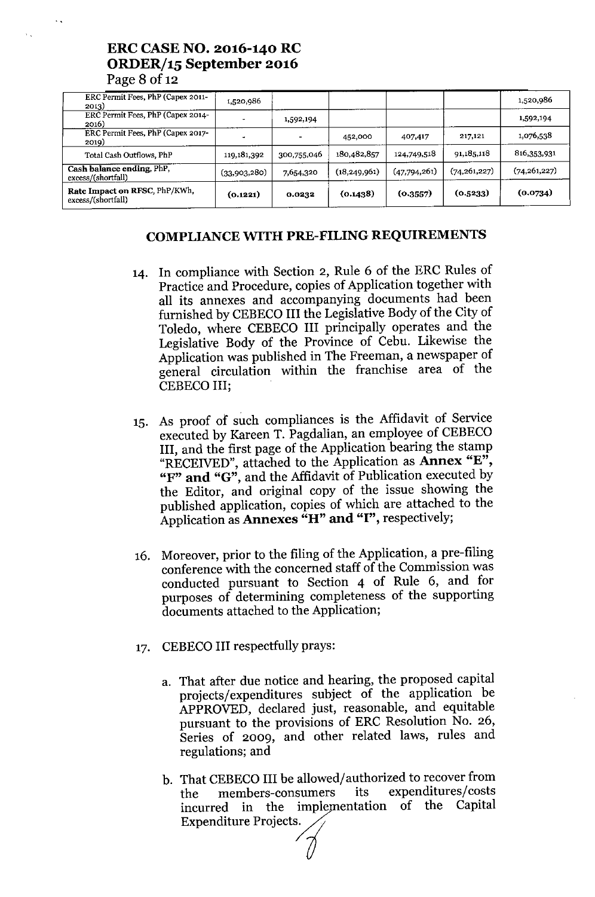| ERC Permit Fees, PhP (Capex 2011-2013) | 1,520,986 | | | | | 1,520,986 |
|---|---|---|---|---|---|---|
| ERC Permit Fees, PhP (Capex 2014-2016) | - | 1,592,194 | | | | 1,592,194 |
| ERC Permit Fees, PhP (Capex 2017-2019) | - | - | 452,000 | 407,417 | 217,121 | 1,076,538 |
| Total Cash Outflows, PhP | 119,181,392 | 300,755,046 | 180,482,857 | 124,749,518 | 91,185,118 | 816,353,931 |
| **Cash balance ending,** PhP, excess/(shortfall) | (33,903,280) | 7,654,320 | (18,249,961) | (47,794,261) | (74,261,227) | (74,261,227) |
| **Rate Impact on RFSC**, PhP/KWh, excess/(shortfall) | **(0.1221)** | **0.0232** | **(0.1438)** | **(0.3557)** | **(0.5233)** | **(0.0734)** |

## COMPLIANCE WITH PRE-FILING REQUIREMENTS

14. In compliance with Section 2, Rule 6 of the ERC Rules of Practice and Procedure, copies of Application together with all its annexes and accompanying documents had been furnished by CEBECO III the Legislative Body of the City of Toledo, where CEBECO III principally operates and the Legislative Body of the Province of Cebu. Likewise the Application was published in The Freeman, a newspaper of general circulation within the franchise area of the CEBECO III;

15. As proof of such compliances is the Affidavit of Service executed by Kareen T. Pagdalian, an employee of CEBECO III, and the first page of the Application bearing the stamp "RECEIVED", attached to the Application as **Annex "E", "F" and "G"**, and the Affidavit of Publication executed by the Editor, and original copy of the issue showing the published application, copies of which are attached to the Application as **Annexes "H" and "I"**, respectively;

16. Moreover, prior to the filing of the Application, a pre-filing conference with the concerned staff of the Commission was conducted pursuant to Section 4 of Rule 6, and for purposes of determining completeness of the supporting documents attached to the Application;

17. CEBECO III respectfully prays:

    a. That after due notice and hearing, the proposed capital projects/expenditures subject of the application be APPROVED, declared just, reasonable, and equitable pursuant to the provisions of ERC Resolution No. 26, Series of 2009, and other related laws, rules and regulations; and

    b. That CEBECO III be allowed/authorized to recover from the members-consumers its expenditures/costs incurred in the implementation of the Capital Expenditure Projects.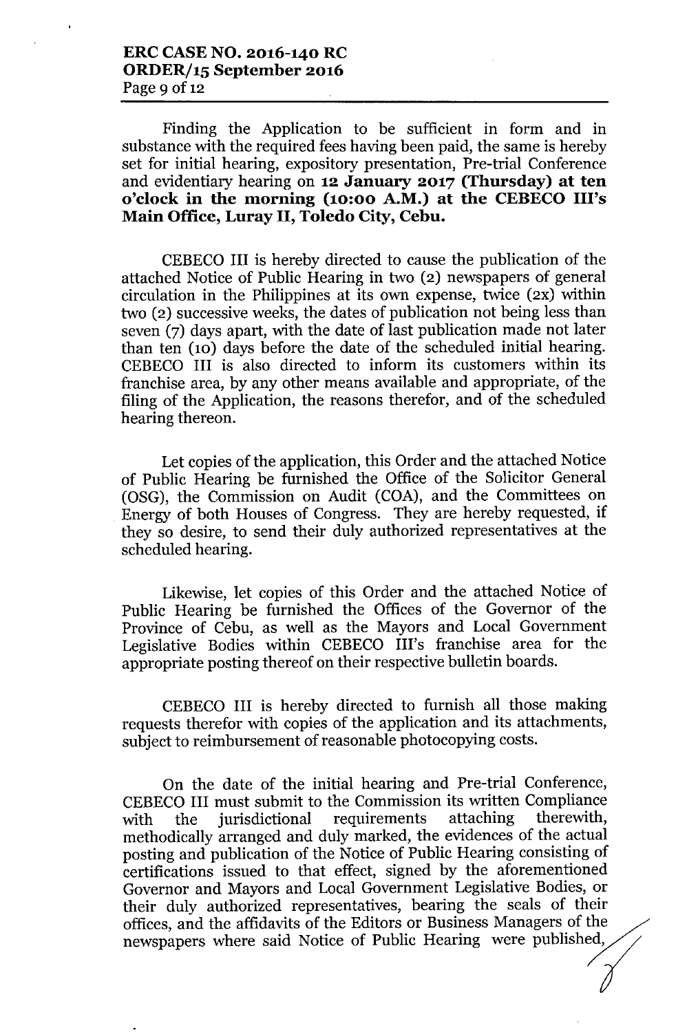Finding the Application to be sufficient in form and in substance with the required fees having been paid, the same is hereby set for initial hearing, expository presentation, Pre-trial Conference and evidentiary hearing on **12 January 2017 (Thursday) at ten o'clock in the morning (10:00 A.M.) at the CEBECO III's Main Office, Luray II, Toledo City, Cebu.**

CEBECO III is hereby directed to cause the publication of the attached Notice of Public Hearing in two (2) newspapers of general circulation in the Philippines at its own expense, twice (2x) within two (2) successive weeks, the dates of publication not being less than seven (7) days apart, with the date of last publication made not later than ten (10) days before the date of the scheduled initial hearing. CEBECO III is also directed to inform its customers within its franchise area, by any other means available and appropriate, of the filing of the Application, the reasons therefor, and of the scheduled hearing thereon.

Let copies of the application, this Order and the attached Notice of Public Hearing be furnished the Office of the Solicitor General (OSG), the Commission on Audit (COA), and the Committees on Energy of both Houses of Congress. They are hereby requested, if they so desire, to send their duly authorized representatives at the scheduled hearing.

Likewise, let copies of this Order and the attached Notice of Public Hearing be furnished the Offices of the Governor of the Province of Cebu, as well as the Mayors and Local Government Legislative Bodies within CEBECO III's franchise area for the appropriate posting thereof on their respective bulletin boards.

CEBECO III is hereby directed to furnish all those making requests therefor with copies of the application and its attachments, subject to reimbursement of reasonable photocopying costs.

On the date of the initial hearing and Pre-trial Conference, CEBECO III must submit to the Commission its written Compliance with the jurisdictional requirements attaching therewith, methodically arranged and duly marked, the evidences of the actual posting and publication of the Notice of Public Hearing consisting of certifications issued to that effect, signed by the aforementioned Governor and Mayors and Local Government Legislative Bodies, or their duly authorized representatives, bearing the seals of their offices, and the affidavits of the Editors or Business Managers of the newspapers where said Notice of Public Hearing were published,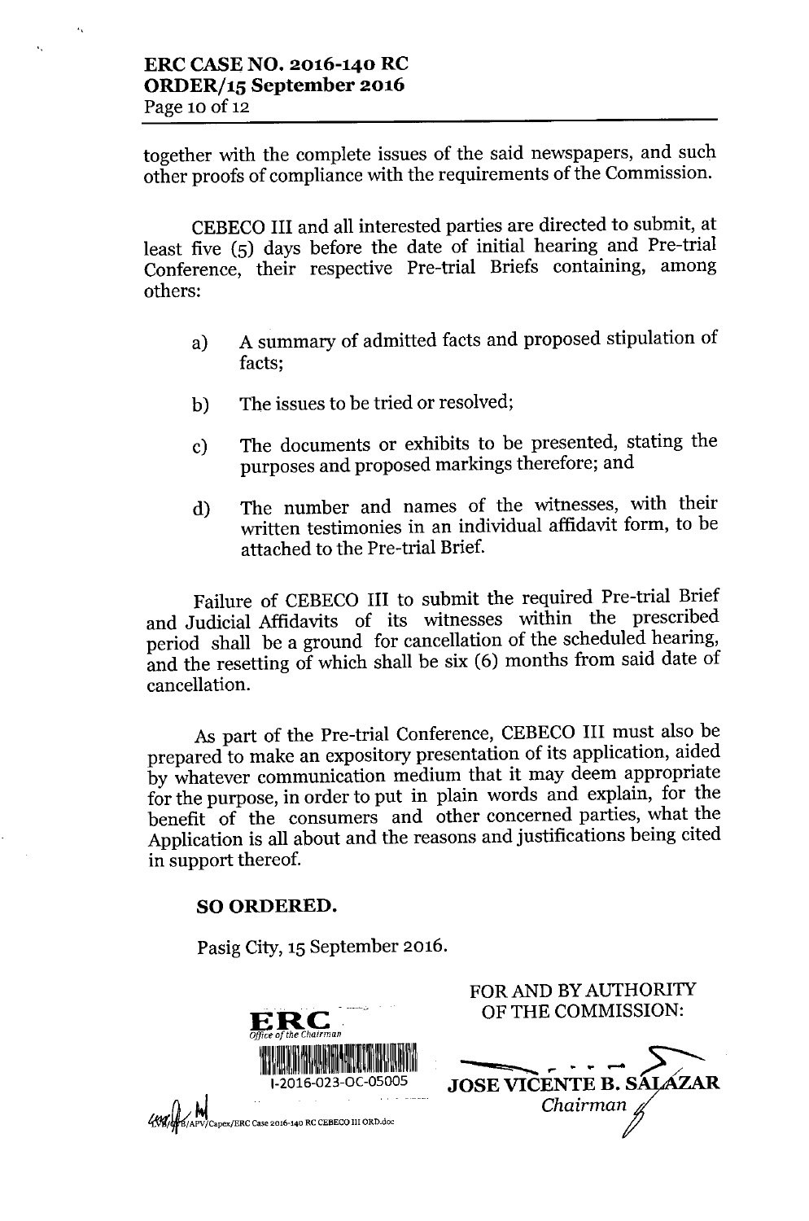together with the complete issues of the said newspapers, and such other proofs of compliance with the requirements of the Commission.

CEBECO III and all interested parties are directed to submit, at least five (5) days before the date of initial hearing and Pre-trial Conference, their respective Pre-trial Briefs containing, among others:

a) A summary of admitted facts and proposed stipulation of facts;

b) The issues to be tried or resolved;

c) The documents or exhibits to be presented, stating the purposes and proposed markings therefore; and

d) The number and names of the witnesses, with their written testimonies in an individual affidavit form, to be attached to the Pre-trial Brief.

Failure of CEBECO III to submit the required Pre-trial Brief and Judicial Affidavits of its witnesses within the prescribed period shall be a ground for cancellation of the scheduled hearing, and the resetting of which shall be six (6) months from said date of cancellation.

As part of the Pre-trial Conference, CEBECO III must also be prepared to make an expository presentation of its application, aided by whatever communication medium that it may deem appropriate for the purpose, in order to put in plain words and explain, for the benefit of the consumers and other concerned parties, what the Application is all about and the reasons and justifications being cited in support thereof.

**SO ORDERED.**

Pasig City, 15 September 2016.

FOR AND BY AUTHORITY
OF THE COMMISSION:

**JOSE VICENTE B. SALAZAR**
*Chairman*

ERC
Office of the Chairman
I-2016-023-OC-05005

/APV/Capex/ERC Case 2016-140 RC CEBECO III ORD.doc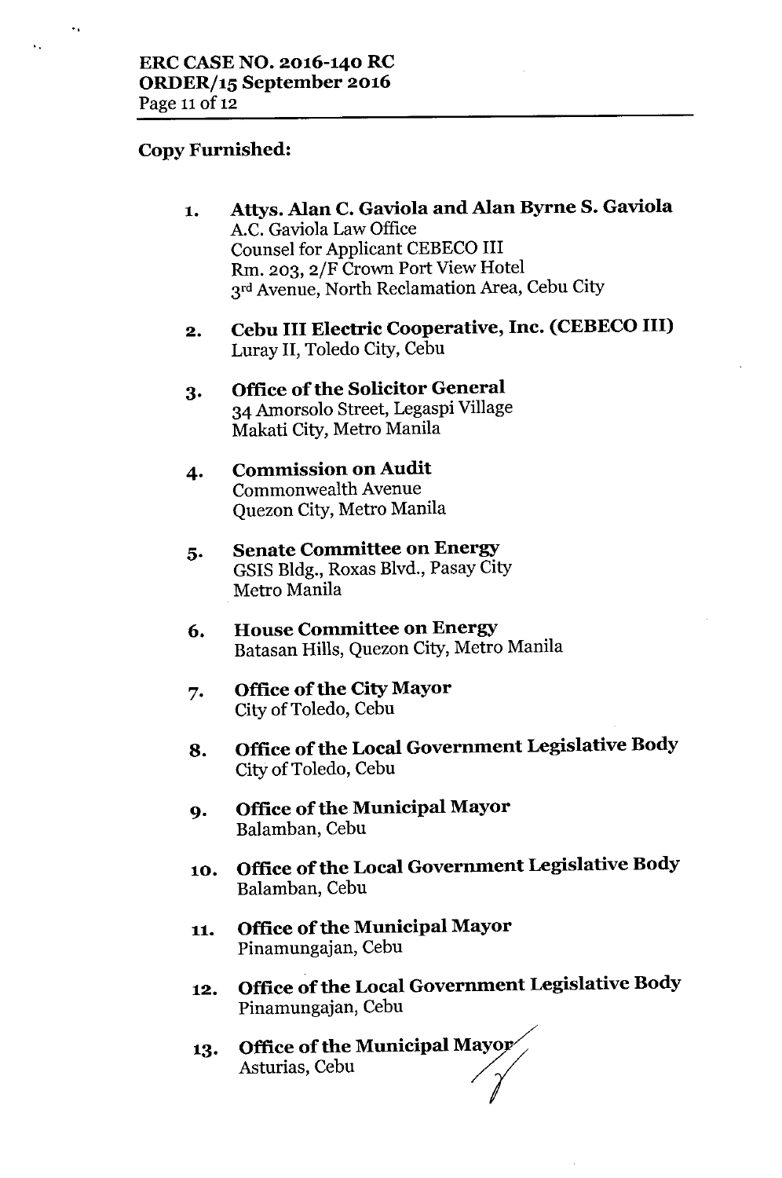**Copy Furnished:**

1. **Attys. Alan C. Gaviola and Alan Byrne S. Gaviola**
   A.C. Gaviola Law Office
   Counsel for Applicant CEBECO III
   Rm. 203, 2/F Crown Port View Hotel
   3rd Avenue, North Reclamation Area, Cebu City

2. **Cebu III Electric Cooperative, Inc. (CEBECO III)**
   Luray II, Toledo City, Cebu

3. **Office of the Solicitor General**
   34 Amorsolo Street, Legaspi Village
   Makati City, Metro Manila

4. **Commission on Audit**
   Commonwealth Avenue
   Quezon City, Metro Manila

5. **Senate Committee on Energy**
   GSIS Bldg., Roxas Blvd., Pasay City
   Metro Manila

6. **House Committee on Energy**
   Batasan Hills, Quezon City, Metro Manila

7. **Office of the City Mayor**
   City of Toledo, Cebu

8. **Office of the Local Government Legislative Body**
   City of Toledo, Cebu

9. **Office of the Municipal Mayor**
   Balamban, Cebu

10. **Office of the Local Government Legislative Body**
    Balamban, Cebu

11. **Office of the Municipal Mayor**
    Pinamungajan, Cebu

12. **Office of the Local Government Legislative Body**
    Pinamungajan, Cebu

13. **Office of the Municipal Mayor**
    Asturias, Cebu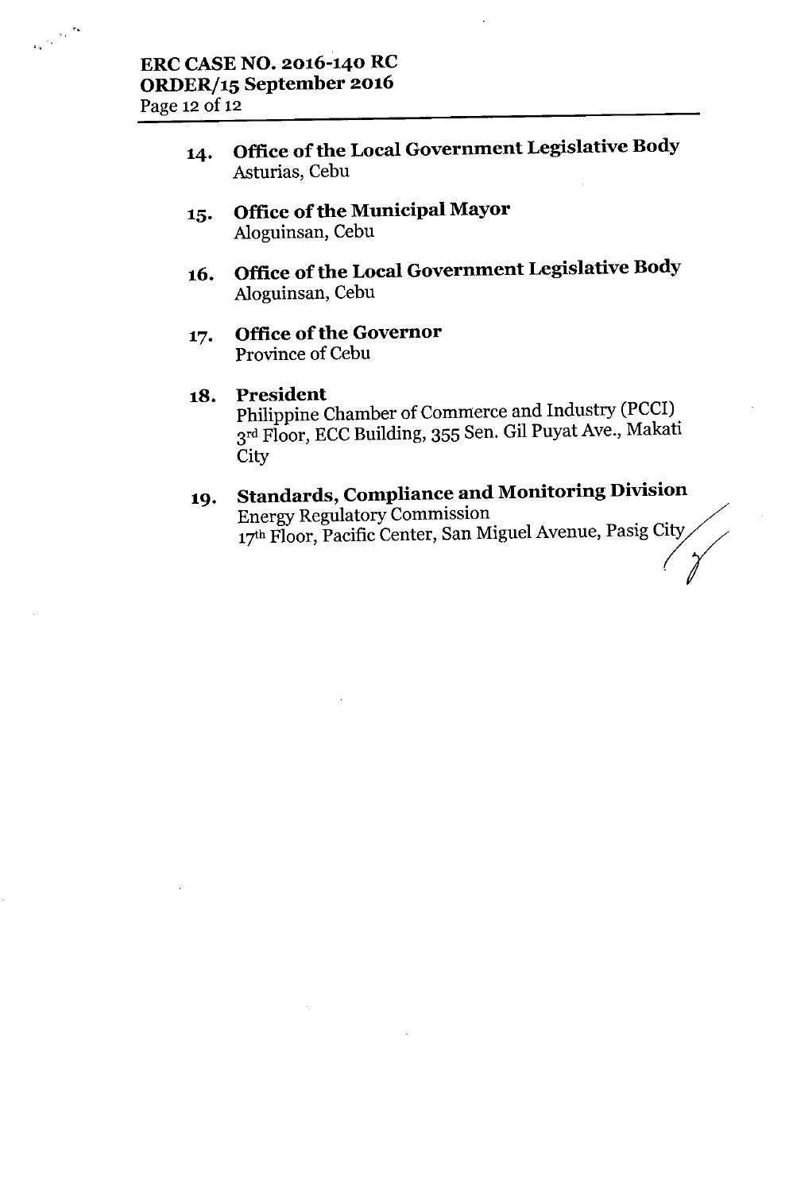14. **Office of the Local Government Legislative Body**
    Asturias, Cebu

15. **Office of the Municipal Mayor**
    Aloguinsan, Cebu

16. **Office of the Local Government Legislative Body**
    Aloguinsan, Cebu

17. **Office of the Governor**
    Province of Cebu

18. **President**
    Philippine Chamber of Commerce and Industry (PCCI)
    3rd Floor, ECC Building, 355 Sen. Gil Puyat Ave., Makati City

19. **Standards, Compliance and Monitoring Division**
    Energy Regulatory Commission
    17th Floor, Pacific Center, San Miguel Avenue, Pasig City